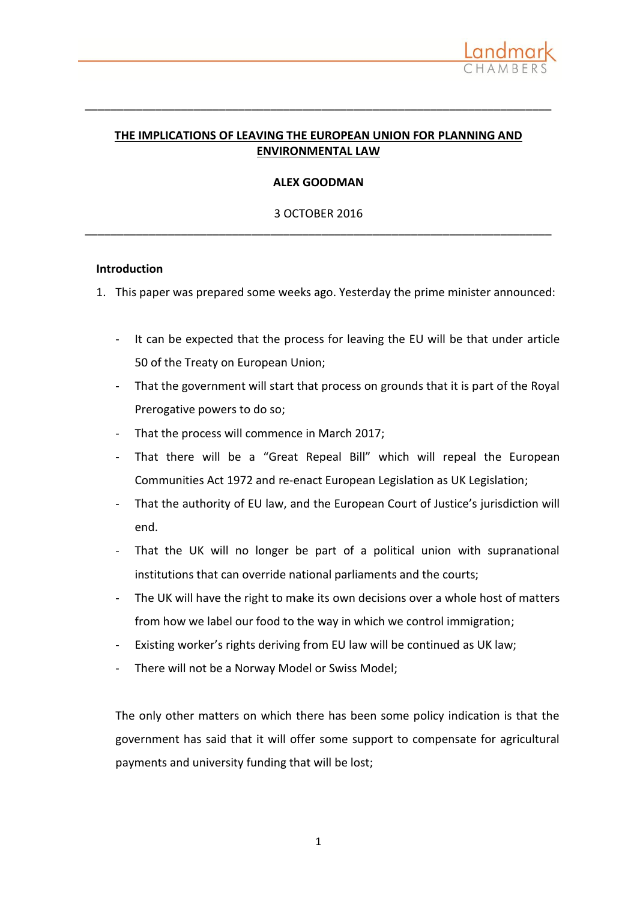# THE IMPLICATIONS OF LEAVING THE EUROPEAN UNION FOR PLANNING AND ENVIRONMENTAL LAW

**ALEX GOODMAN**

3 OCTOBER 2016

## Introduction

1. This paper was prepared some weeks ago. Yesterday the prime minister announced:

   - It can be expected that the process for leaving the EU will be that under article 50 of the Treaty on European Union;
   - That the government will start that process on grounds that it is part of the Royal Prerogative powers to do so;
   - That the process will commence in March 2017;
   - That there will be a "Great Repeal Bill" which will repeal the European Communities Act 1972 and re-enact European Legislation as UK Legislation;
   - That the authority of EU law, and the European Court of Justice's jurisdiction will end.
   - That the UK will no longer be part of a political union with supranational institutions that can override national parliaments and the courts;
   - The UK will have the right to make its own decisions over a whole host of matters from how we label our food to the way in which we control immigration;
   - Existing worker's rights deriving from EU law will be continued as UK law;
   - There will not be a Norway Model or Swiss Model;

   The only other matters on which there has been some policy indication is that the government has said that it will offer some support to compensate for agricultural payments and university funding that will be lost;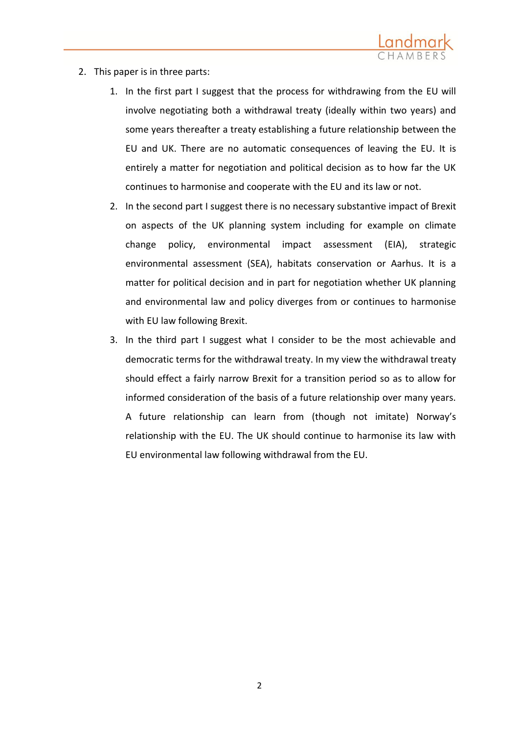2. This paper is in three parts:

    1. In the first part I suggest that the process for withdrawing from the EU will involve negotiating both a withdrawal treaty (ideally within two years) and some years thereafter a treaty establishing a future relationship between the EU and UK. There are no automatic consequences of leaving the EU. It is entirely a matter for negotiation and political decision as to how far the UK continues to harmonise and cooperate with the EU and its law or not.
    2. In the second part I suggest there is no necessary substantive impact of Brexit on aspects of the UK planning system including for example on climate change policy, environmental impact assessment (EIA), strategic environmental assessment (SEA), habitats conservation or Aarhus. It is a matter for political decision and in part for negotiation whether UK planning and environmental law and policy diverges from or continues to harmonise with EU law following Brexit.
    3. In the third part I suggest what I consider to be the most achievable and democratic terms for the withdrawal treaty. In my view the withdrawal treaty should effect a fairly narrow Brexit for a transition period so as to allow for informed consideration of the basis of a future relationship over many years. A future relationship can learn from (though not imitate) Norway's relationship with the EU. The UK should continue to harmonise its law with EU environmental law following withdrawal from the EU.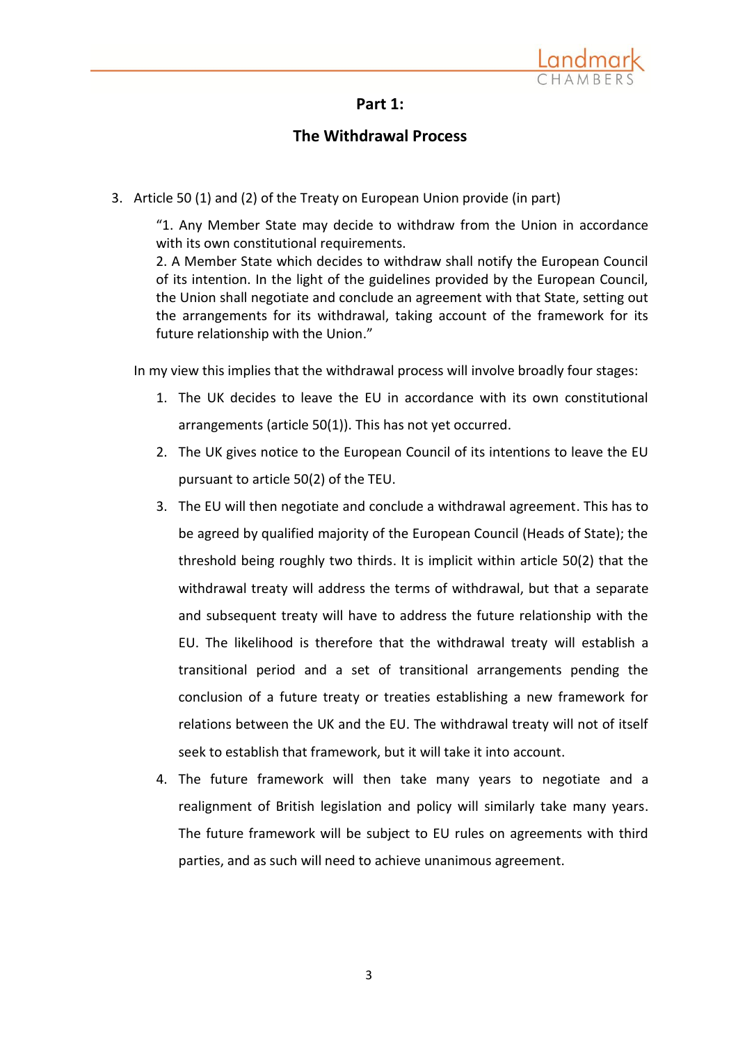## Part 1:

## The Withdrawal Process

3. Article 50 (1) and (2) of the Treaty on European Union provide (in part)

   > "1. Any Member State may decide to withdraw from the Union in accordance with its own constitutional requirements.
   > 2. A Member State which decides to withdraw shall notify the European Council of its intention. In the light of the guidelines provided by the European Council, the Union shall negotiate and conclude an agreement with that State, setting out the arrangements for its withdrawal, taking account of the framework for its future relationship with the Union."

   In my view this implies that the withdrawal process will involve broadly four stages:

   1. The UK decides to leave the EU in accordance with its own constitutional arrangements (article 50(1)). This has not yet occurred.
   2. The UK gives notice to the European Council of its intentions to leave the EU pursuant to article 50(2) of the TEU.
   3. The EU will then negotiate and conclude a withdrawal agreement. This has to be agreed by qualified majority of the European Council (Heads of State); the threshold being roughly two thirds. It is implicit within article 50(2) that the withdrawal treaty will address the terms of withdrawal, but that a separate and subsequent treaty will have to address the future relationship with the EU. The likelihood is therefore that the withdrawal treaty will establish a transitional period and a set of transitional arrangements pending the conclusion of a future treaty or treaties establishing a new framework for relations between the UK and the EU. The withdrawal treaty will not of itself seek to establish that framework, but it will take it into account.
   4. The future framework will then take many years to negotiate and a realignment of British legislation and policy will similarly take many years. The future framework will be subject to EU rules on agreements with third parties, and as such will need to achieve unanimous agreement.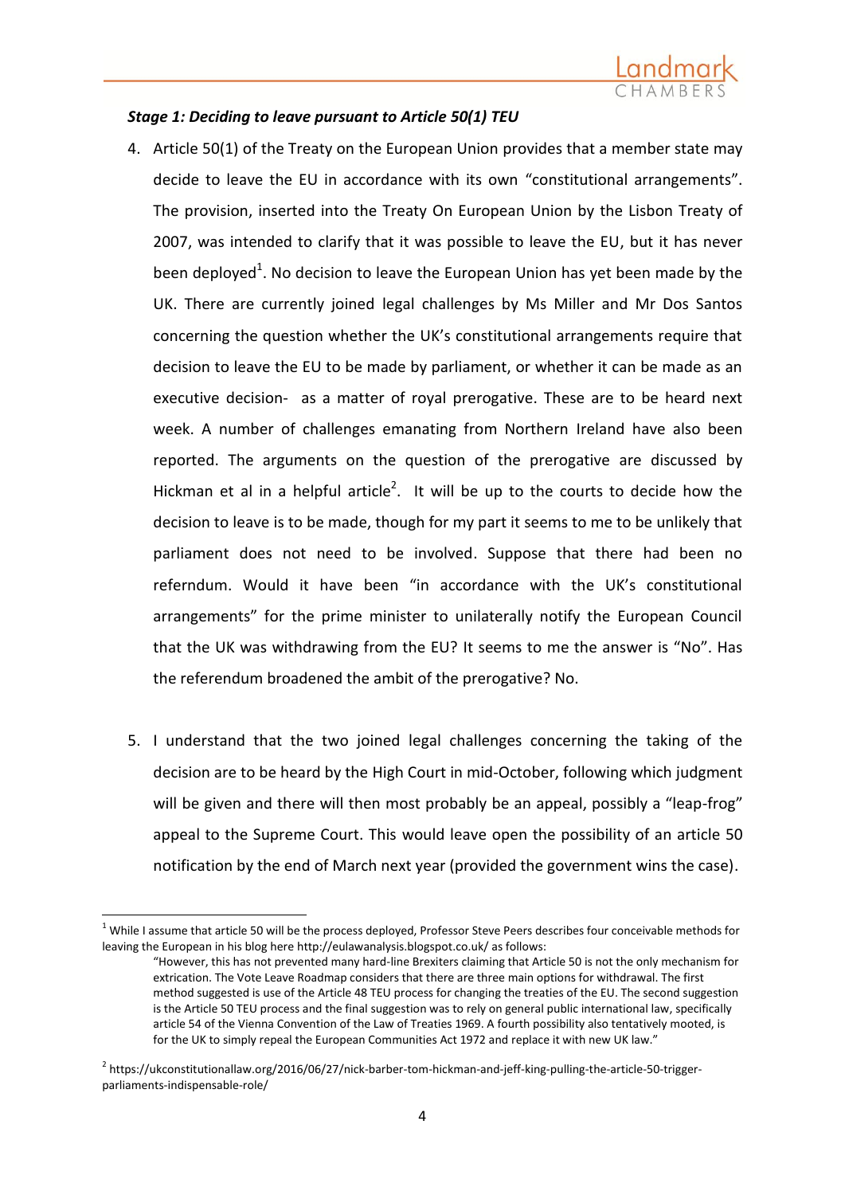### *Stage 1: Deciding to leave pursuant to Article 50(1) TEU*

4. Article 50(1) of the Treaty on the European Union provides that a member state may decide to leave the EU in accordance with its own "constitutional arrangements". The provision, inserted into the Treaty On European Union by the Lisbon Treaty of 2007, was intended to clarify that it was possible to leave the EU, but it has never been deployed[1]. No decision to leave the European Union has yet been made by the UK. There are currently joined legal challenges by Ms Miller and Mr Dos Santos concerning the question whether the UK's constitutional arrangements require that decision to leave the EU to be made by parliament, or whether it can be made as an executive decision- as a matter of royal prerogative. These are to be heard next week. A number of challenges emanating from Northern Ireland have also been reported. The arguments on the question of the prerogative are discussed by Hickman et al in a helpful article[2]. It will be up to the courts to decide how the decision to leave is to be made, though for my part it seems to me to be unlikely that parliament does not need to be involved. Suppose that there had been no referndum. Would it have been "in accordance with the UK's constitutional arrangements" for the prime minister to unilaterally notify the European Council that the UK was withdrawing from the EU? It seems to me the answer is "No". Has the referendum broadened the ambit of the prerogative? No.

5. I understand that the two joined legal challenges concerning the taking of the decision are to be heard by the High Court in mid-October, following which judgment will be given and there will then most probably be an appeal, possibly a "leap-frog" appeal to the Supreme Court. This would leave open the possibility of an article 50 notification by the end of March next year (provided the government wins the case).

---

[1] While I assume that article 50 will be the process deployed, Professor Steve Peers describes four conceivable methods for leaving the European in his blog here http://eulawanalysis.blogspot.co.uk/ as follows:

> "However, this has not prevented many hard-line Brexiters claiming that Article 50 is not the only mechanism for extrication. The Vote Leave Roadmap considers that there are three main options for withdrawal. The first method suggested is use of the Article 48 TEU process for changing the treaties of the EU. The second suggestion is the Article 50 TEU process and the final suggestion was to rely on general public international law, specifically article 54 of the Vienna Convention of the Law of Treaties 1969. A fourth possibility also tentatively mooted, is for the UK to simply repeal the European Communities Act 1972 and replace it with new UK law."

[2] https://ukconstitutionallaw.org/2016/06/27/nick-barber-tom-hickman-and-jeff-king-pulling-the-article-50-trigger-parliaments-indispensable-role/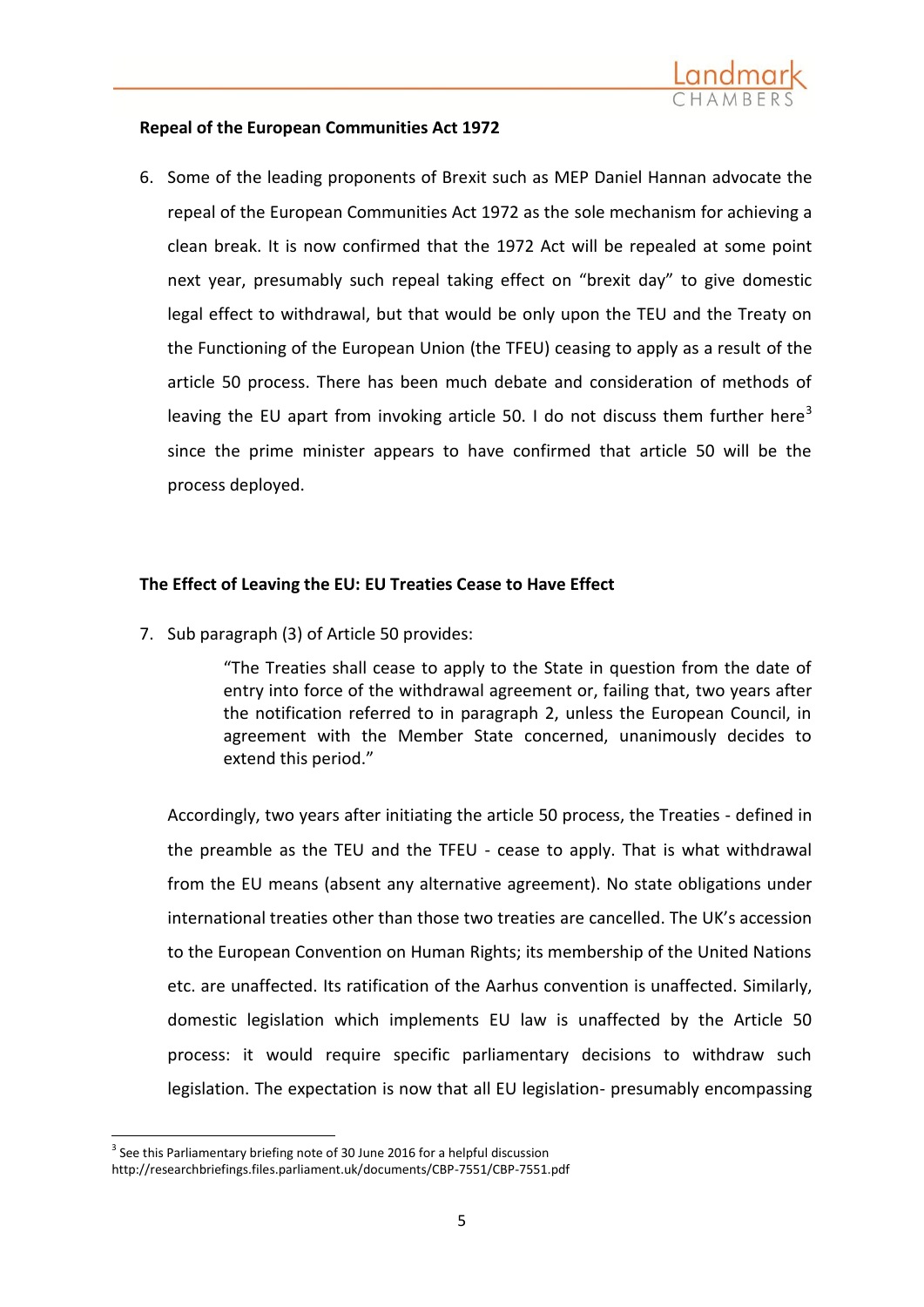**Repeal of the European Communities Act 1972**

6. Some of the leading proponents of Brexit such as MEP Daniel Hannan advocate the repeal of the European Communities Act 1972 as the sole mechanism for achieving a clean break. It is now confirmed that the 1972 Act will be repealed at some point next year, presumably such repeal taking effect on "brexit day" to give domestic legal effect to withdrawal, but that would be only upon the TEU and the Treaty on the Functioning of the European Union (the TFEU) ceasing to apply as a result of the article 50 process. There has been much debate and consideration of methods of leaving the EU apart from invoking article 50. I do not discuss them further here[3] since the prime minister appears to have confirmed that article 50 will be the process deployed.

**The Effect of Leaving the EU: EU Treaties Cease to Have Effect**

7. Sub paragraph (3) of Article 50 provides:

    > "The Treaties shall cease to apply to the State in question from the date of entry into force of the withdrawal agreement or, failing that, two years after the notification referred to in paragraph 2, unless the European Council, in agreement with the Member State concerned, unanimously decides to extend this period."

    Accordingly, two years after initiating the article 50 process, the Treaties - defined in the preamble as the TEU and the TFEU - cease to apply. That is what withdrawal from the EU means (absent any alternative agreement). No state obligations under international treaties other than those two treaties are cancelled. The UK's accession to the European Convention on Human Rights; its membership of the United Nations etc. are unaffected. Its ratification of the Aarhus convention is unaffected. Similarly, domestic legislation which implements EU law is unaffected by the Article 50 process: it would require specific parliamentary decisions to withdraw such legislation. The expectation is now that all EU legislation- presumably encompassing

[3] See this Parliamentary briefing note of 30 June 2016 for a helpful discussion http://researchbriefings.files.parliament.uk/documents/CBP-7551/CBP-7551.pdf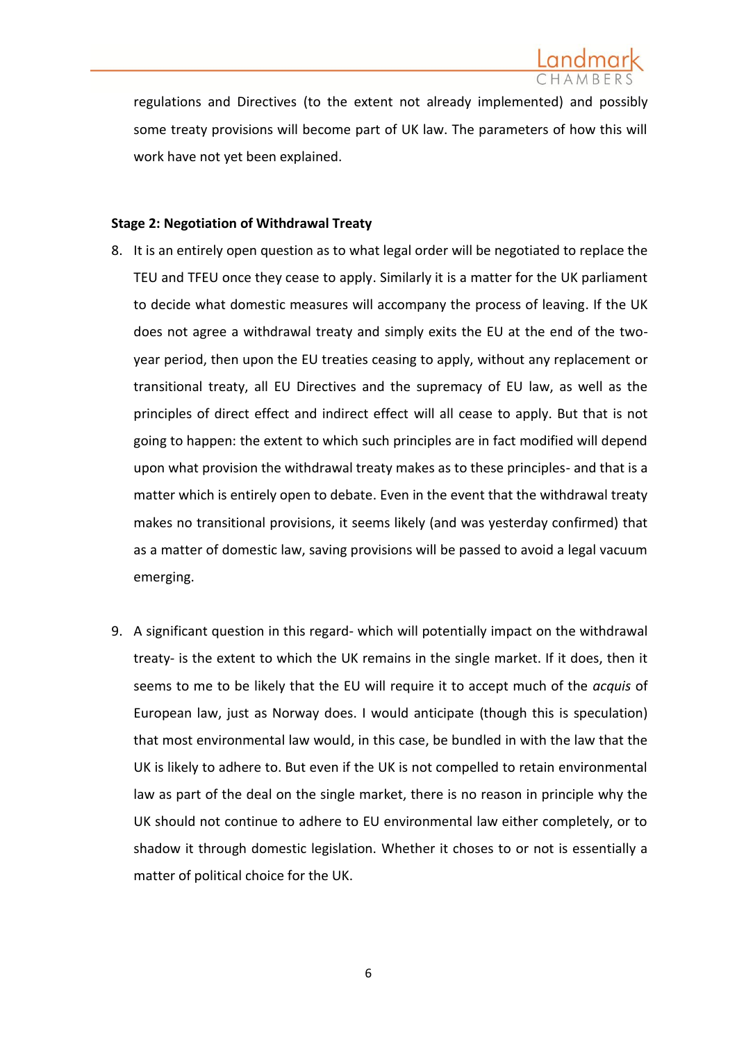regulations and Directives (to the extent not already implemented) and possibly some treaty provisions will become part of UK law. The parameters of how this will work have not yet been explained.

**Stage 2: Negotiation of Withdrawal Treaty**

8. It is an entirely open question as to what legal order will be negotiated to replace the TEU and TFEU once they cease to apply. Similarly it is a matter for the UK parliament to decide what domestic measures will accompany the process of leaving. If the UK does not agree a withdrawal treaty and simply exits the EU at the end of the two-year period, then upon the EU treaties ceasing to apply, without any replacement or transitional treaty, all EU Directives and the supremacy of EU law, as well as the principles of direct effect and indirect effect will all cease to apply. But that is not going to happen: the extent to which such principles are in fact modified will depend upon what provision the withdrawal treaty makes as to these principles- and that is a matter which is entirely open to debate. Even in the event that the withdrawal treaty makes no transitional provisions, it seems likely (and was yesterday confirmed) that as a matter of domestic law, saving provisions will be passed to avoid a legal vacuum emerging.

9. A significant question in this regard- which will potentially impact on the withdrawal treaty- is the extent to which the UK remains in the single market. If it does, then it seems to me to be likely that the EU will require it to accept much of the *acquis* of European law, just as Norway does. I would anticipate (though this is speculation) that most environmental law would, in this case, be bundled in with the law that the UK is likely to adhere to. But even if the UK is not compelled to retain environmental law as part of the deal on the single market, there is no reason in principle why the UK should not continue to adhere to EU environmental law either completely, or to shadow it through domestic legislation. Whether it choses to or not is essentially a matter of political choice for the UK.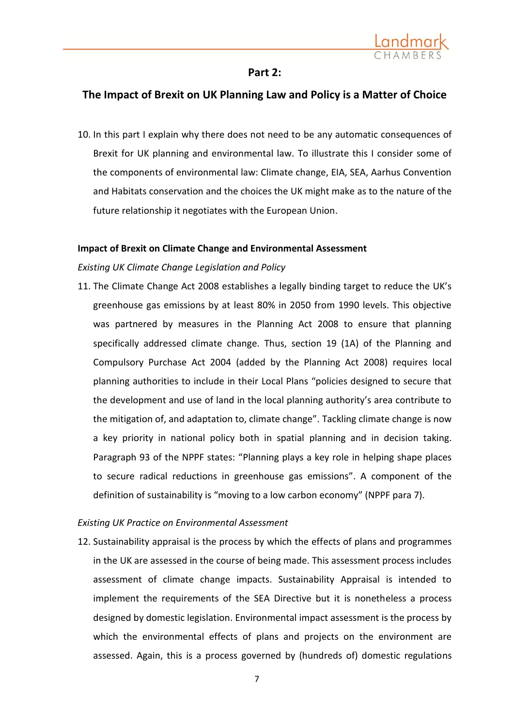## Part 2:

## The Impact of Brexit on UK Planning Law and Policy is a Matter of Choice

10. In this part I explain why there does not need to be any automatic consequences of Brexit for UK planning and environmental law. To illustrate this I consider some of the components of environmental law: Climate change, EIA, SEA, Aarhus Convention and Habitats conservation and the choices the UK might make as to the nature of the future relationship it negotiates with the European Union.

**Impact of Brexit on Climate Change and Environmental Assessment**

*Existing UK Climate Change Legislation and Policy*

11. The Climate Change Act 2008 establishes a legally binding target to reduce the UK's greenhouse gas emissions by at least 80% in 2050 from 1990 levels. This objective was partnered by measures in the Planning Act 2008 to ensure that planning specifically addressed climate change. Thus, section 19 (1A) of the Planning and Compulsory Purchase Act 2004 (added by the Planning Act 2008) requires local planning authorities to include in their Local Plans "policies designed to secure that the development and use of land in the local planning authority's area contribute to the mitigation of, and adaptation to, climate change". Tackling climate change is now a key priority in national policy both in spatial planning and in decision taking. Paragraph 93 of the NPPF states: "Planning plays a key role in helping shape places to secure radical reductions in greenhouse gas emissions". A component of the definition of sustainability is "moving to a low carbon economy" (NPPF para 7).

*Existing UK Practice on Environmental Assessment*

12. Sustainability appraisal is the process by which the effects of plans and programmes in the UK are assessed in the course of being made. This assessment process includes assessment of climate change impacts. Sustainability Appraisal is intended to implement the requirements of the SEA Directive but it is nonetheless a process designed by domestic legislation. Environmental impact assessment is the process by which the environmental effects of plans and projects on the environment are assessed. Again, this is a process governed by (hundreds of) domestic regulations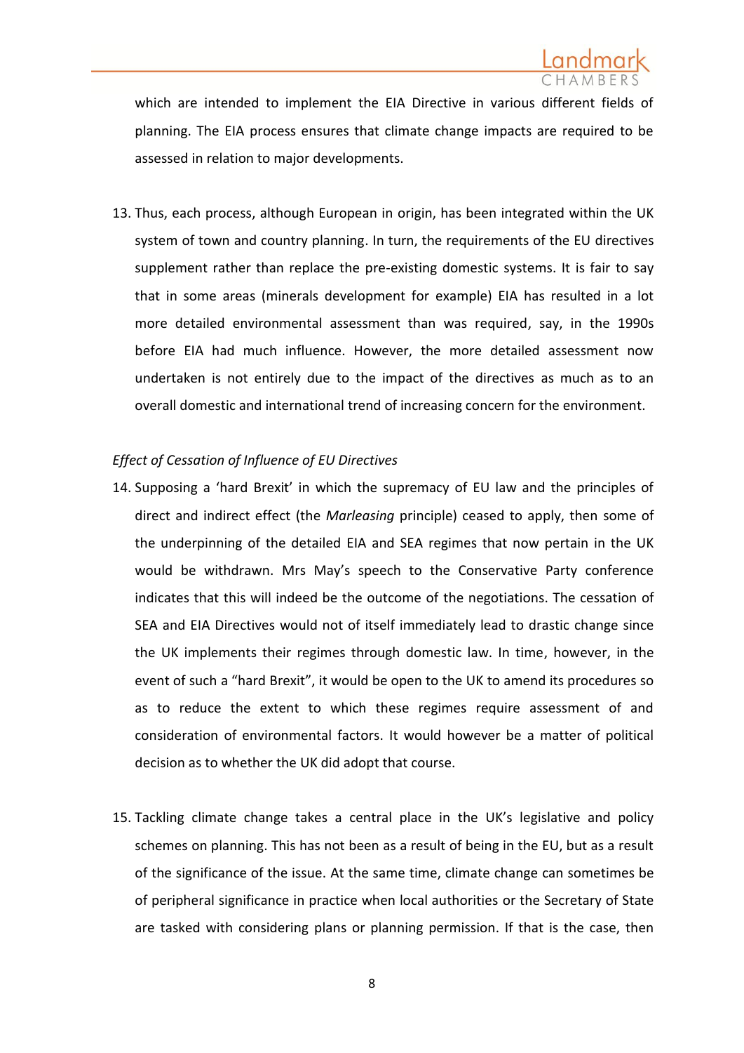which are intended to implement the EIA Directive in various different fields of planning. The EIA process ensures that climate change impacts are required to be assessed in relation to major developments.

13. Thus, each process, although European in origin, has been integrated within the UK system of town and country planning. In turn, the requirements of the EU directives supplement rather than replace the pre-existing domestic systems. It is fair to say that in some areas (minerals development for example) EIA has resulted in a lot more detailed environmental assessment than was required, say, in the 1990s before EIA had much influence. However, the more detailed assessment now undertaken is not entirely due to the impact of the directives as much as to an overall domestic and international trend of increasing concern for the environment.

*Effect of Cessation of Influence of EU Directives*

14. Supposing a 'hard Brexit' in which the supremacy of EU law and the principles of direct and indirect effect (the *Marleasing* principle) ceased to apply, then some of the underpinning of the detailed EIA and SEA regimes that now pertain in the UK would be withdrawn. Mrs May's speech to the Conservative Party conference indicates that this will indeed be the outcome of the negotiations. The cessation of SEA and EIA Directives would not of itself immediately lead to drastic change since the UK implements their regimes through domestic law. In time, however, in the event of such a "hard Brexit", it would be open to the UK to amend its procedures so as to reduce the extent to which these regimes require assessment of and consideration of environmental factors. It would however be a matter of political decision as to whether the UK did adopt that course.

15. Tackling climate change takes a central place in the UK's legislative and policy schemes on planning. This has not been as a result of being in the EU, but as a result of the significance of the issue. At the same time, climate change can sometimes be of peripheral significance in practice when local authorities or the Secretary of State are tasked with considering plans or planning permission. If that is the case, then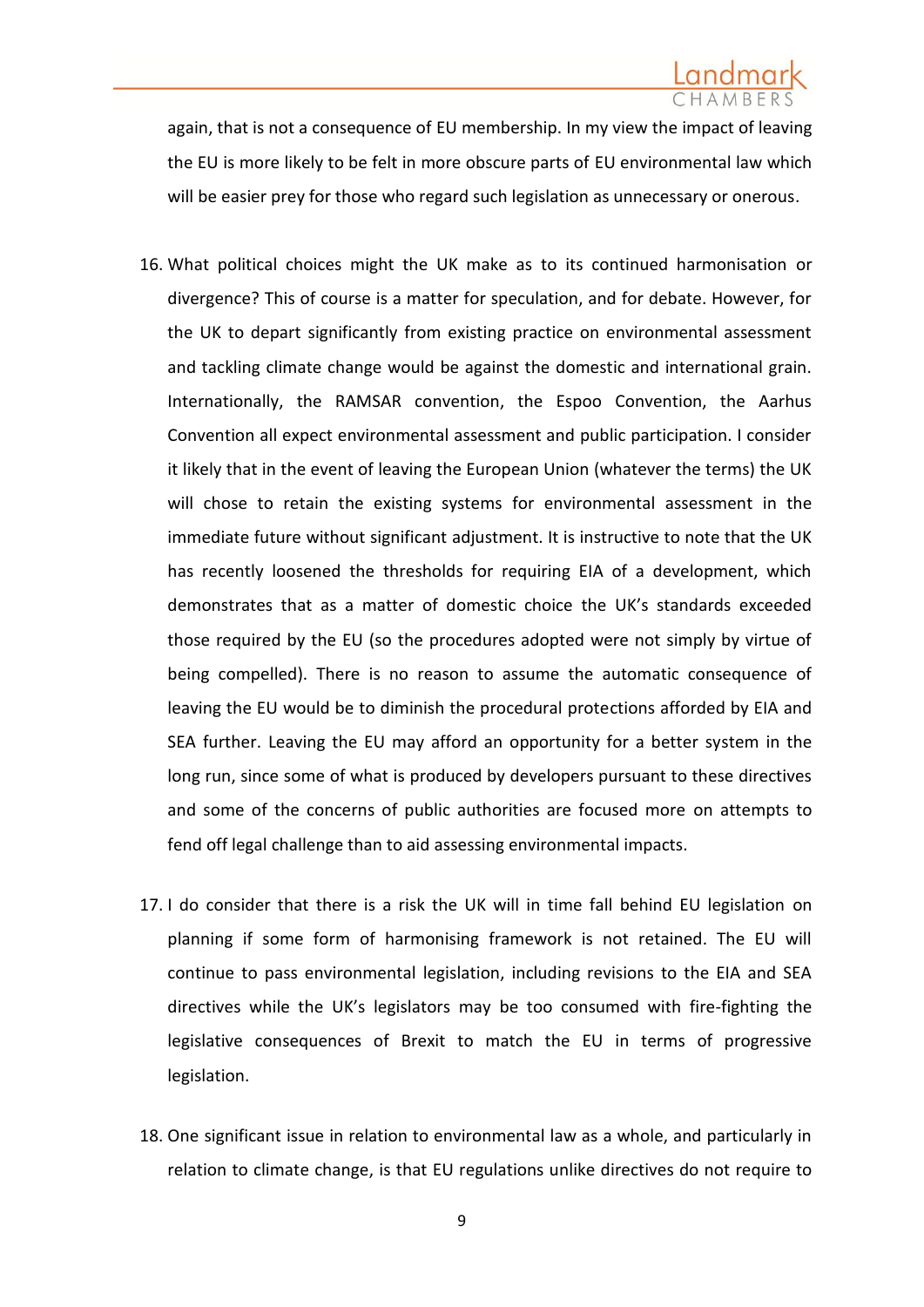again, that is not a consequence of EU membership. In my view the impact of leaving the EU is more likely to be felt in more obscure parts of EU environmental law which will be easier prey for those who regard such legislation as unnecessary or onerous.

16. What political choices might the UK make as to its continued harmonisation or divergence? This of course is a matter for speculation, and for debate. However, for the UK to depart significantly from existing practice on environmental assessment and tackling climate change would be against the domestic and international grain. Internationally, the RAMSAR convention, the Espoo Convention, the Aarhus Convention all expect environmental assessment and public participation. I consider it likely that in the event of leaving the European Union (whatever the terms) the UK will chose to retain the existing systems for environmental assessment in the immediate future without significant adjustment. It is instructive to note that the UK has recently loosened the thresholds for requiring EIA of a development, which demonstrates that as a matter of domestic choice the UK's standards exceeded those required by the EU (so the procedures adopted were not simply by virtue of being compelled). There is no reason to assume the automatic consequence of leaving the EU would be to diminish the procedural protections afforded by EIA and SEA further. Leaving the EU may afford an opportunity for a better system in the long run, since some of what is produced by developers pursuant to these directives and some of the concerns of public authorities are focused more on attempts to fend off legal challenge than to aid assessing environmental impacts.

17. I do consider that there is a risk the UK will in time fall behind EU legislation on planning if some form of harmonising framework is not retained. The EU will continue to pass environmental legislation, including revisions to the EIA and SEA directives while the UK's legislators may be too consumed with fire-fighting the legislative consequences of Brexit to match the EU in terms of progressive legislation.

18. One significant issue in relation to environmental law as a whole, and particularly in relation to climate change, is that EU regulations unlike directives do not require to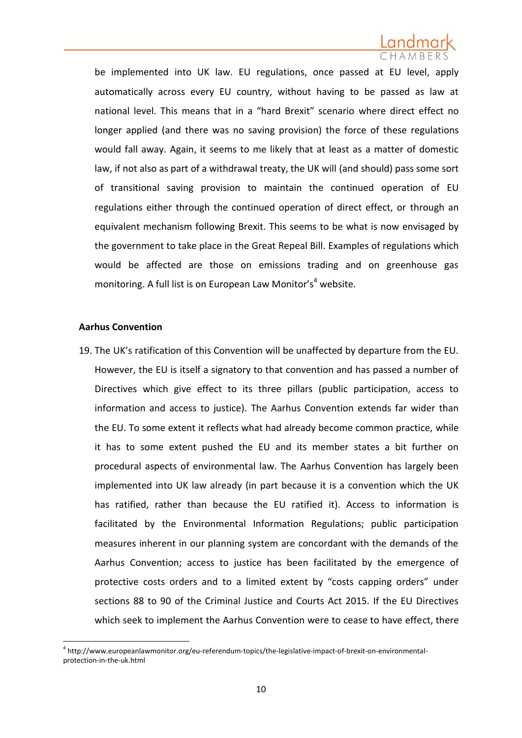be implemented into UK law. EU regulations, once passed at EU level, apply automatically across every EU country, without having to be passed as law at national level. This means that in a "hard Brexit" scenario where direct effect no longer applied (and there was no saving provision) the force of these regulations would fall away. Again, it seems to me likely that at least as a matter of domestic law, if not also as part of a withdrawal treaty, the UK will (and should) pass some sort of transitional saving provision to maintain the continued operation of EU regulations either through the continued operation of direct effect, or through an equivalent mechanism following Brexit. This seems to be what is now envisaged by the government to take place in the Great Repeal Bill. Examples of regulations which would be affected are those on emissions trading and on greenhouse gas monitoring. A full list is on European Law Monitor's[4] website.

**Aarhus Convention**

19. The UK's ratification of this Convention will be unaffected by departure from the EU. However, the EU is itself a signatory to that convention and has passed a number of Directives which give effect to its three pillars (public participation, access to information and access to justice). The Aarhus Convention extends far wider than the EU. To some extent it reflects what had already become common practice, while it has to some extent pushed the EU and its member states a bit further on procedural aspects of environmental law. The Aarhus Convention has largely been implemented into UK law already (in part because it is a convention which the UK has ratified, rather than because the EU ratified it). Access to information is facilitated by the Environmental Information Regulations; public participation measures inherent in our planning system are concordant with the demands of the Aarhus Convention; access to justice has been facilitated by the emergence of protective costs orders and to a limited extent by "costs capping orders" under sections 88 to 90 of the Criminal Justice and Courts Act 2015. If the EU Directives which seek to implement the Aarhus Convention were to cease to have effect, there

[4] http://www.europeanlawmonitor.org/eu-referendum-topics/the-legislative-impact-of-brexit-on-environmental-protection-in-the-uk.html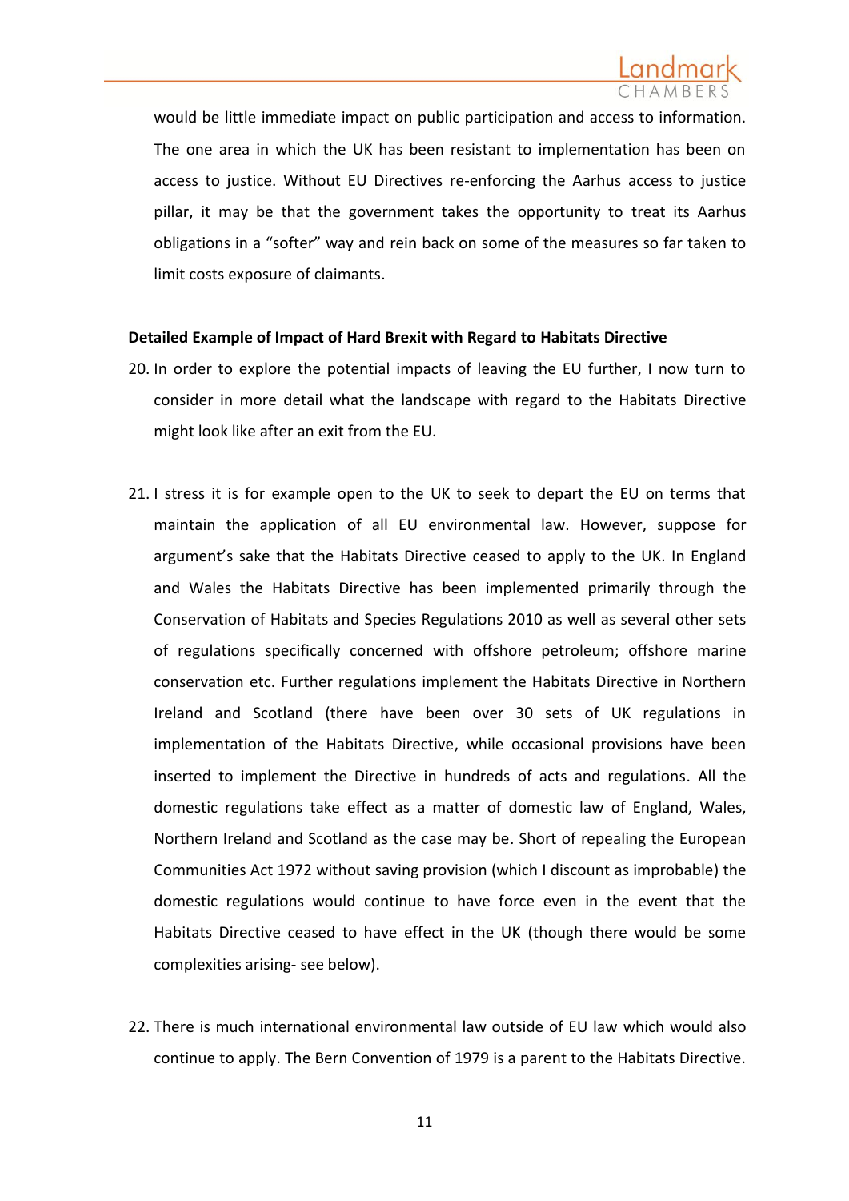would be little immediate impact on public participation and access to information. The one area in which the UK has been resistant to implementation has been on access to justice. Without EU Directives re-enforcing the Aarhus access to justice pillar, it may be that the government takes the opportunity to treat its Aarhus obligations in a "softer" way and rein back on some of the measures so far taken to limit costs exposure of claimants.

**Detailed Example of Impact of Hard Brexit with Regard to Habitats Directive**

20. In order to explore the potential impacts of leaving the EU further, I now turn to consider in more detail what the landscape with regard to the Habitats Directive might look like after an exit from the EU.

21. I stress it is for example open to the UK to seek to depart the EU on terms that maintain the application of all EU environmental law. However, suppose for argument's sake that the Habitats Directive ceased to apply to the UK. In England and Wales the Habitats Directive has been implemented primarily through the Conservation of Habitats and Species Regulations 2010 as well as several other sets of regulations specifically concerned with offshore petroleum; offshore marine conservation etc. Further regulations implement the Habitats Directive in Northern Ireland and Scotland (there have been over 30 sets of UK regulations in implementation of the Habitats Directive, while occasional provisions have been inserted to implement the Directive in hundreds of acts and regulations. All the domestic regulations take effect as a matter of domestic law of England, Wales, Northern Ireland and Scotland as the case may be. Short of repealing the European Communities Act 1972 without saving provision (which I discount as improbable) the domestic regulations would continue to have force even in the event that the Habitats Directive ceased to have effect in the UK (though there would be some complexities arising- see below).

22. There is much international environmental law outside of EU law which would also continue to apply. The Bern Convention of 1979 is a parent to the Habitats Directive.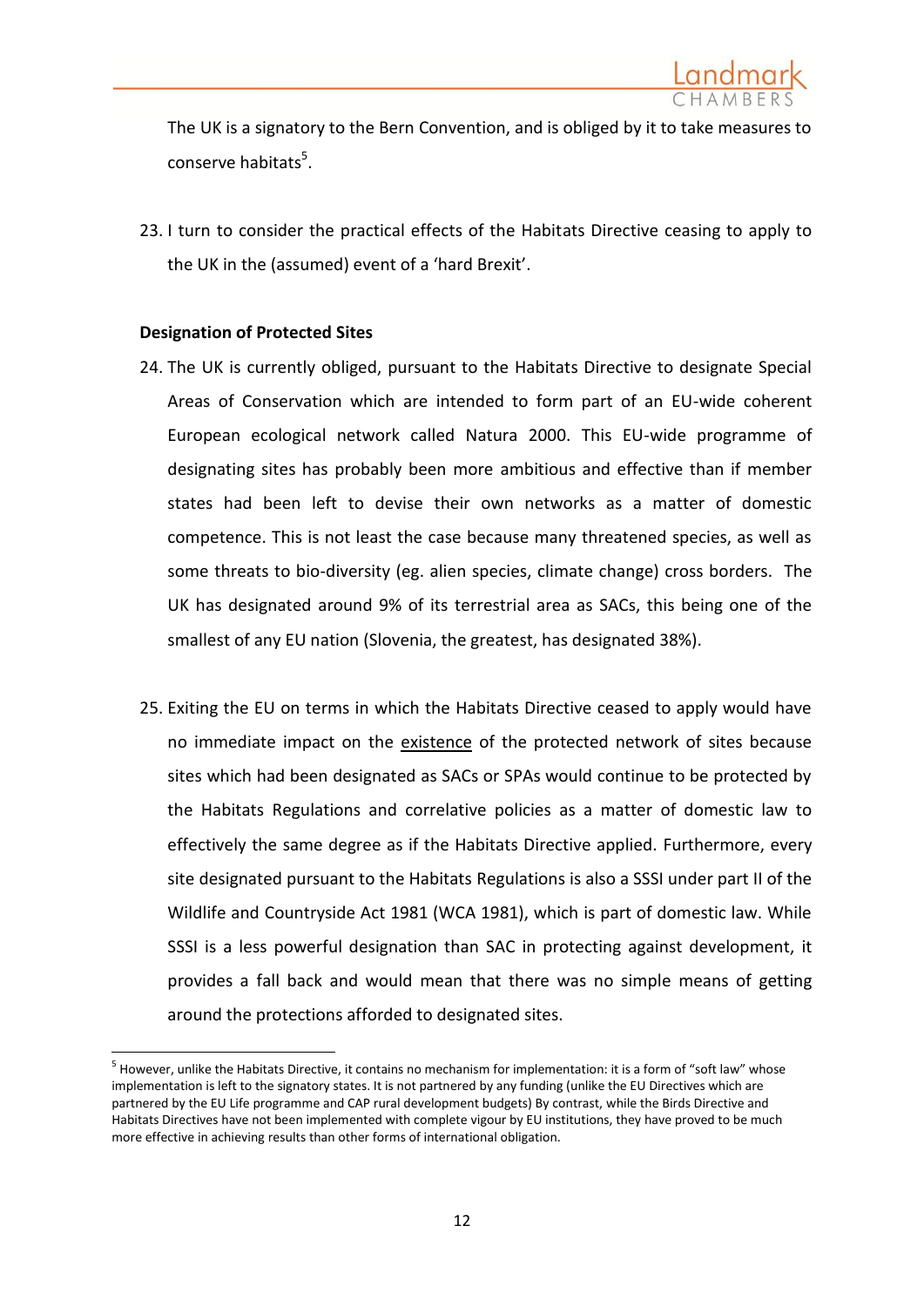The UK is a signatory to the Bern Convention, and is obliged by it to take measures to conserve habitats[5].

23. I turn to consider the practical effects of the Habitats Directive ceasing to apply to the UK in the (assumed) event of a 'hard Brexit'.

**Designation of Protected Sites**

24. The UK is currently obliged, pursuant to the Habitats Directive to designate Special Areas of Conservation which are intended to form part of an EU-wide coherent European ecological network called Natura 2000. This EU-wide programme of designating sites has probably been more ambitious and effective than if member states had been left to devise their own networks as a matter of domestic competence. This is not least the case because many threatened species, as well as some threats to bio-diversity (eg. alien species, climate change) cross borders. The UK has designated around 9% of its terrestrial area as SACs, this being one of the smallest of any EU nation (Slovenia, the greatest, has designated 38%).

25. Exiting the EU on terms in which the Habitats Directive ceased to apply would have no immediate impact on the <u>existence</u> of the protected network of sites because sites which had been designated as SACs or SPAs would continue to be protected by the Habitats Regulations and correlative policies as a matter of domestic law to effectively the same degree as if the Habitats Directive applied. Furthermore, every site designated pursuant to the Habitats Regulations is also a SSSI under part II of the Wildlife and Countryside Act 1981 (WCA 1981), which is part of domestic law. While SSSI is a less powerful designation than SAC in protecting against development, it provides a fall back and would mean that there was no simple means of getting around the protections afforded to designated sites.

---

[5] However, unlike the Habitats Directive, it contains no mechanism for implementation: it is a form of "soft law" whose implementation is left to the signatory states. It is not partnered by any funding (unlike the EU Directives which are partnered by the EU Life programme and CAP rural development budgets) By contrast, while the Birds Directive and Habitats Directives have not been implemented with complete vigour by EU institutions, they have proved to be much more effective in achieving results than other forms of international obligation.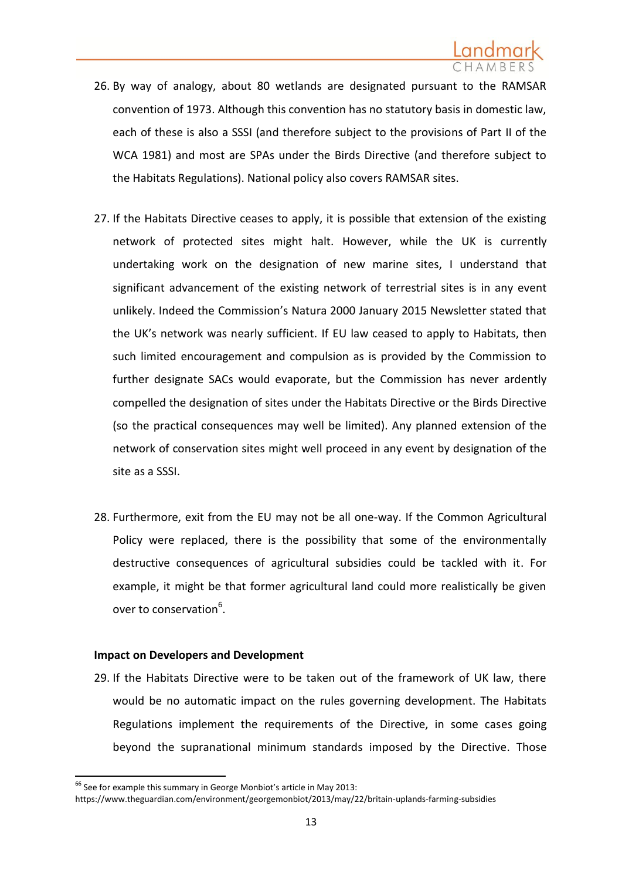26. By way of analogy, about 80 wetlands are designated pursuant to the RAMSAR convention of 1973. Although this convention has no statutory basis in domestic law, each of these is also a SSSI (and therefore subject to the provisions of Part II of the WCA 1981) and most are SPAs under the Birds Directive (and therefore subject to the Habitats Regulations). National policy also covers RAMSAR sites.

27. If the Habitats Directive ceases to apply, it is possible that extension of the existing network of protected sites might halt. However, while the UK is currently undertaking work on the designation of new marine sites, I understand that significant advancement of the existing network of terrestrial sites is in any event unlikely. Indeed the Commission's Natura 2000 January 2015 Newsletter stated that the UK's network was nearly sufficient. If EU law ceased to apply to Habitats, then such limited encouragement and compulsion as is provided by the Commission to further designate SACs would evaporate, but the Commission has never ardently compelled the designation of sites under the Habitats Directive or the Birds Directive (so the practical consequences may well be limited). Any planned extension of the network of conservation sites might well proceed in any event by designation of the site as a SSSI.

28. Furthermore, exit from the EU may not be all one-way. If the Common Agricultural Policy were replaced, there is the possibility that some of the environmentally destructive consequences of agricultural subsidies could be tackled with it. For example, it might be that former agricultural land could more realistically be given over to conservation[6].

**Impact on Developers and Development**

29. If the Habitats Directive were to be taken out of the framework of UK law, there would be no automatic impact on the rules governing development. The Habitats Regulations implement the requirements of the Directive, in some cases going beyond the supranational minimum standards imposed by the Directive. Those

---

[6] See for example this summary in George Monbiot's article in May 2013: https://www.theguardian.com/environment/georgemonbiot/2013/may/22/britain-uplands-farming-subsidies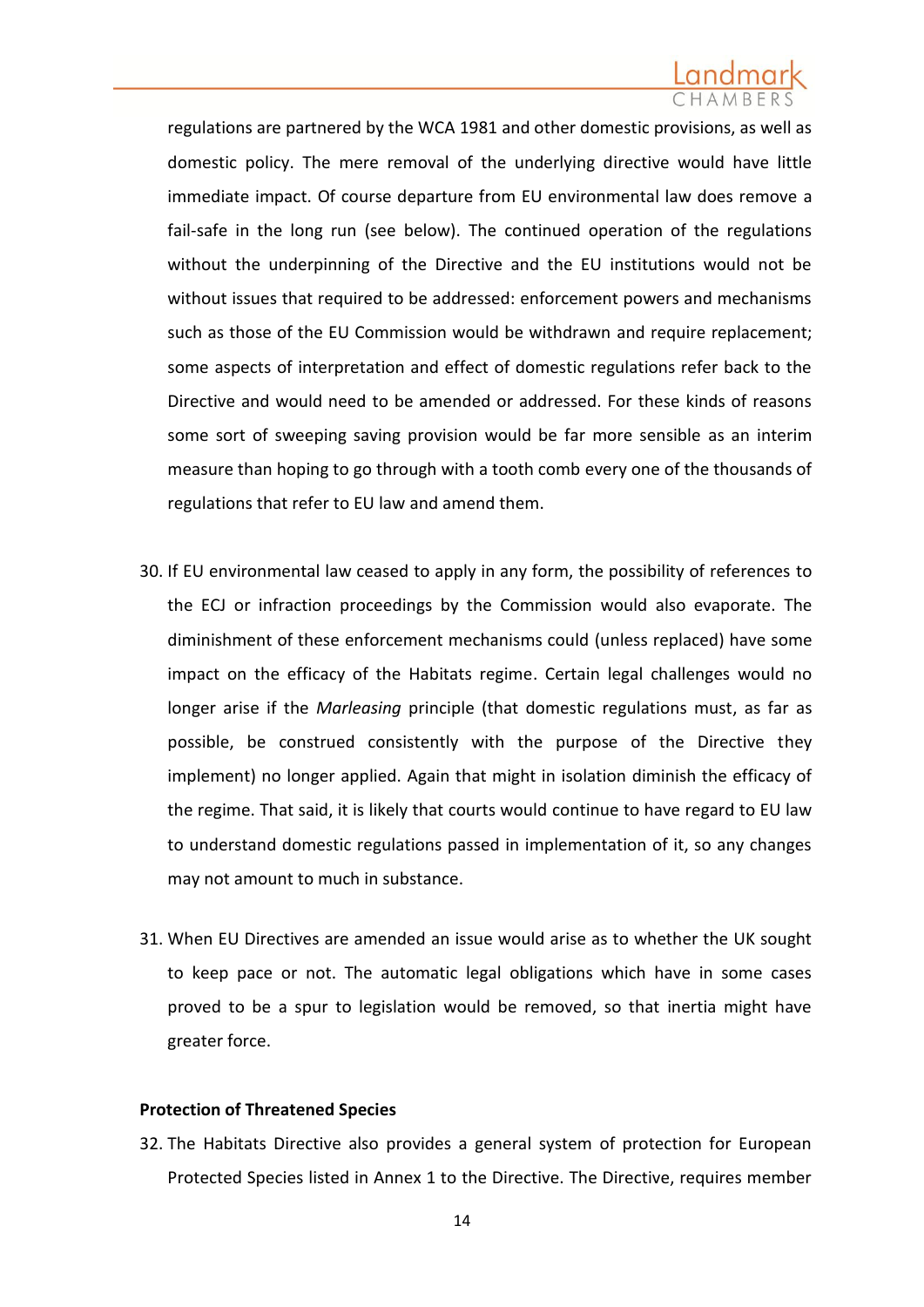regulations are partnered by the WCA 1981 and other domestic provisions, as well as domestic policy. The mere removal of the underlying directive would have little immediate impact. Of course departure from EU environmental law does remove a fail-safe in the long run (see below). The continued operation of the regulations without the underpinning of the Directive and the EU institutions would not be without issues that required to be addressed: enforcement powers and mechanisms such as those of the EU Commission would be withdrawn and require replacement; some aspects of interpretation and effect of domestic regulations refer back to the Directive and would need to be amended or addressed. For these kinds of reasons some sort of sweeping saving provision would be far more sensible as an interim measure than hoping to go through with a tooth comb every one of the thousands of regulations that refer to EU law and amend them.

30. If EU environmental law ceased to apply in any form, the possibility of references to the ECJ or infraction proceedings by the Commission would also evaporate. The diminishment of these enforcement mechanisms could (unless replaced) have some impact on the efficacy of the Habitats regime. Certain legal challenges would no longer arise if the *Marleasing* principle (that domestic regulations must, as far as possible, be construed consistently with the purpose of the Directive they implement) no longer applied. Again that might in isolation diminish the efficacy of the regime. That said, it is likely that courts would continue to have regard to EU law to understand domestic regulations passed in implementation of it, so any changes may not amount to much in substance.

31. When EU Directives are amended an issue would arise as to whether the UK sought to keep pace or not. The automatic legal obligations which have in some cases proved to be a spur to legislation would be removed, so that inertia might have greater force.

**Protection of Threatened Species**

32. The Habitats Directive also provides a general system of protection for European Protected Species listed in Annex 1 to the Directive. The Directive, requires member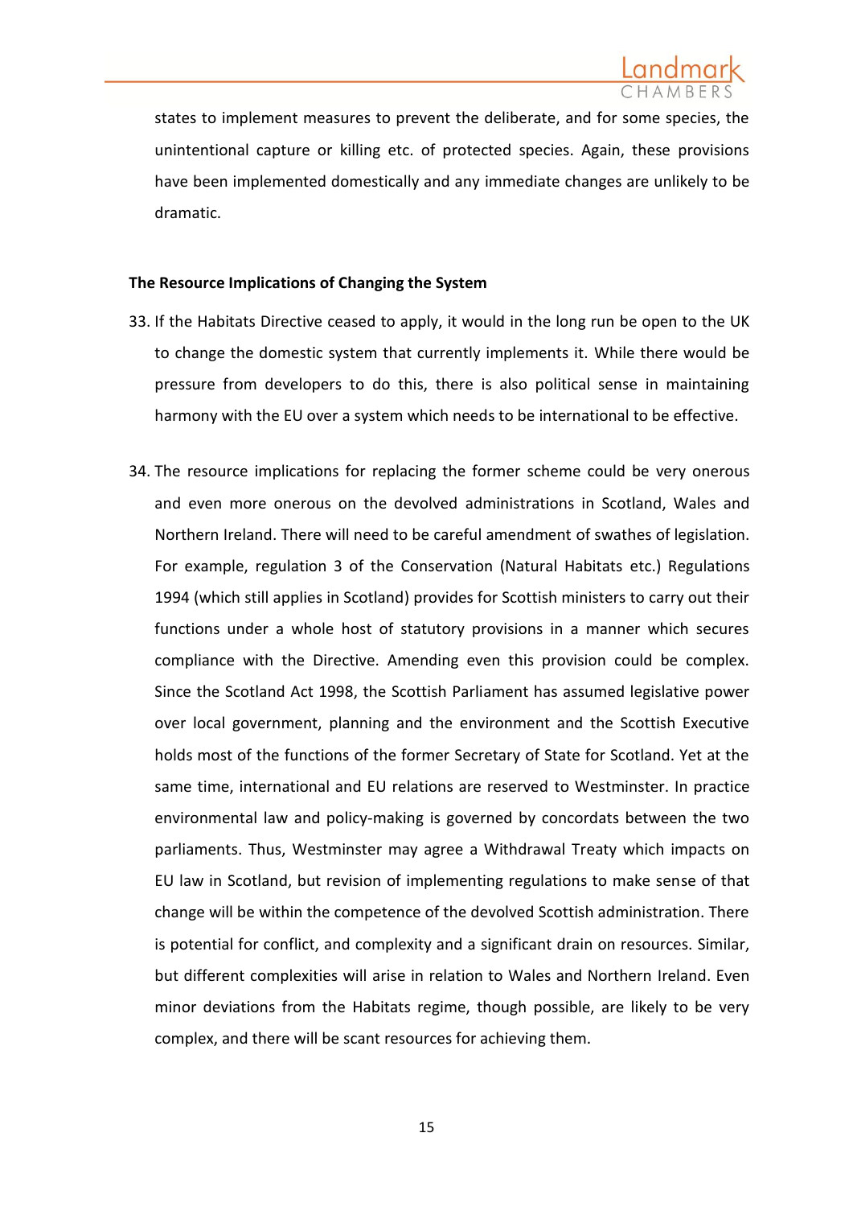states to implement measures to prevent the deliberate, and for some species, the unintentional capture or killing etc. of protected species. Again, these provisions have been implemented domestically and any immediate changes are unlikely to be dramatic.

**The Resource Implications of Changing the System**

33. If the Habitats Directive ceased to apply, it would in the long run be open to the UK to change the domestic system that currently implements it. While there would be pressure from developers to do this, there is also political sense in maintaining harmony with the EU over a system which needs to be international to be effective.

34. The resource implications for replacing the former scheme could be very onerous and even more onerous on the devolved administrations in Scotland, Wales and Northern Ireland. There will need to be careful amendment of swathes of legislation. For example, regulation 3 of the Conservation (Natural Habitats etc.) Regulations 1994 (which still applies in Scotland) provides for Scottish ministers to carry out their functions under a whole host of statutory provisions in a manner which secures compliance with the Directive. Amending even this provision could be complex. Since the Scotland Act 1998, the Scottish Parliament has assumed legislative power over local government, planning and the environment and the Scottish Executive holds most of the functions of the former Secretary of State for Scotland. Yet at the same time, international and EU relations are reserved to Westminster. In practice environmental law and policy-making is governed by concordats between the two parliaments. Thus, Westminster may agree a Withdrawal Treaty which impacts on EU law in Scotland, but revision of implementing regulations to make sense of that change will be within the competence of the devolved Scottish administration. There is potential for conflict, and complexity and a significant drain on resources. Similar, but different complexities will arise in relation to Wales and Northern Ireland. Even minor deviations from the Habitats regime, though possible, are likely to be very complex, and there will be scant resources for achieving them.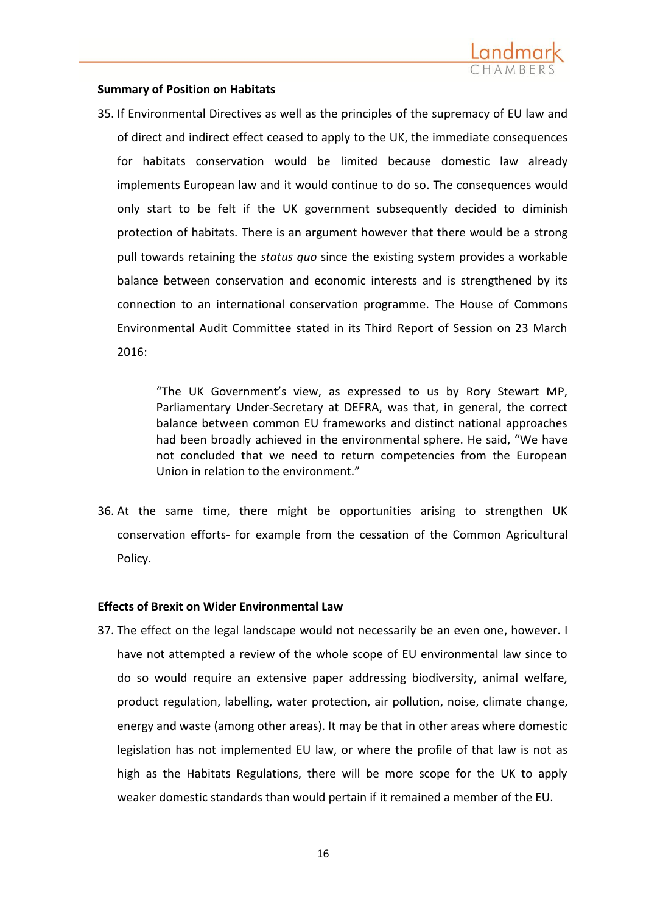**Summary of Position on Habitats**

35. If Environmental Directives as well as the principles of the supremacy of EU law and of direct and indirect effect ceased to apply to the UK, the immediate consequences for habitats conservation would be limited because domestic law already implements European law and it would continue to do so. The consequences would only start to be felt if the UK government subsequently decided to diminish protection of habitats. There is an argument however that there would be a strong pull towards retaining the *status quo* since the existing system provides a workable balance between conservation and economic interests and is strengthened by its connection to an international conservation programme. The House of Commons Environmental Audit Committee stated in its Third Report of Session on 23 March 2016:

> "The UK Government's view, as expressed to us by Rory Stewart MP, Parliamentary Under-Secretary at DEFRA, was that, in general, the correct balance between common EU frameworks and distinct national approaches had been broadly achieved in the environmental sphere. He said, "We have not concluded that we need to return competencies from the European Union in relation to the environment."

36. At the same time, there might be opportunities arising to strengthen UK conservation efforts- for example from the cessation of the Common Agricultural Policy.

**Effects of Brexit on Wider Environmental Law**

37. The effect on the legal landscape would not necessarily be an even one, however. I have not attempted a review of the whole scope of EU environmental law since to do so would require an extensive paper addressing biodiversity, animal welfare, product regulation, labelling, water protection, air pollution, noise, climate change, energy and waste (among other areas). It may be that in other areas where domestic legislation has not implemented EU law, or where the profile of that law is not as high as the Habitats Regulations, there will be more scope for the UK to apply weaker domestic standards than would pertain if it remained a member of the EU.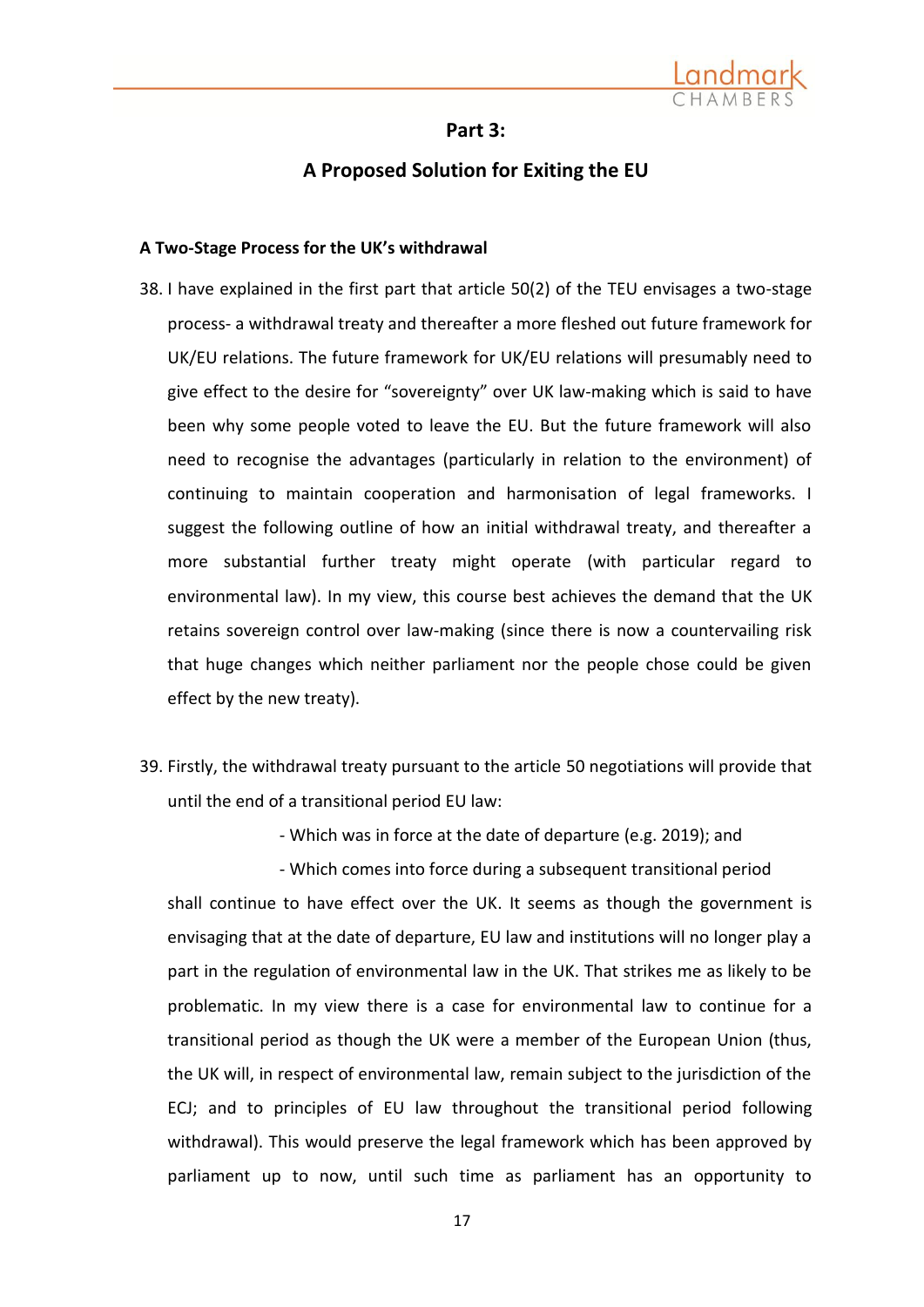## Part 3:

## A Proposed Solution for Exiting the EU

**A Two-Stage Process for the UK's withdrawal**

38. I have explained in the first part that article 50(2) of the TEU envisages a two-stage process- a withdrawal treaty and thereafter a more fleshed out future framework for UK/EU relations. The future framework for UK/EU relations will presumably need to give effect to the desire for "sovereignty" over UK law-making which is said to have been why some people voted to leave the EU. But the future framework will also need to recognise the advantages (particularly in relation to the environment) of continuing to maintain cooperation and harmonisation of legal frameworks. I suggest the following outline of how an initial withdrawal treaty, and thereafter a more substantial further treaty might operate (with particular regard to environmental law). In my view, this course best achieves the demand that the UK retains sovereign control over law-making (since there is now a countervailing risk that huge changes which neither parliament nor the people chose could be given effect by the new treaty).

39. Firstly, the withdrawal treaty pursuant to the article 50 negotiations will provide that until the end of a transitional period EU law:

    - Which was in force at the date of departure (e.g. 2019); and
    - Which comes into force during a subsequent transitional period

    shall continue to have effect over the UK. It seems as though the government is envisaging that at the date of departure, EU law and institutions will no longer play a part in the regulation of environmental law in the UK. That strikes me as likely to be problematic. In my view there is a case for environmental law to continue for a transitional period as though the UK were a member of the European Union (thus, the UK will, in respect of environmental law, remain subject to the jurisdiction of the ECJ; and to principles of EU law throughout the transitional period following withdrawal). This would preserve the legal framework which has been approved by parliament up to now, until such time as parliament has an opportunity to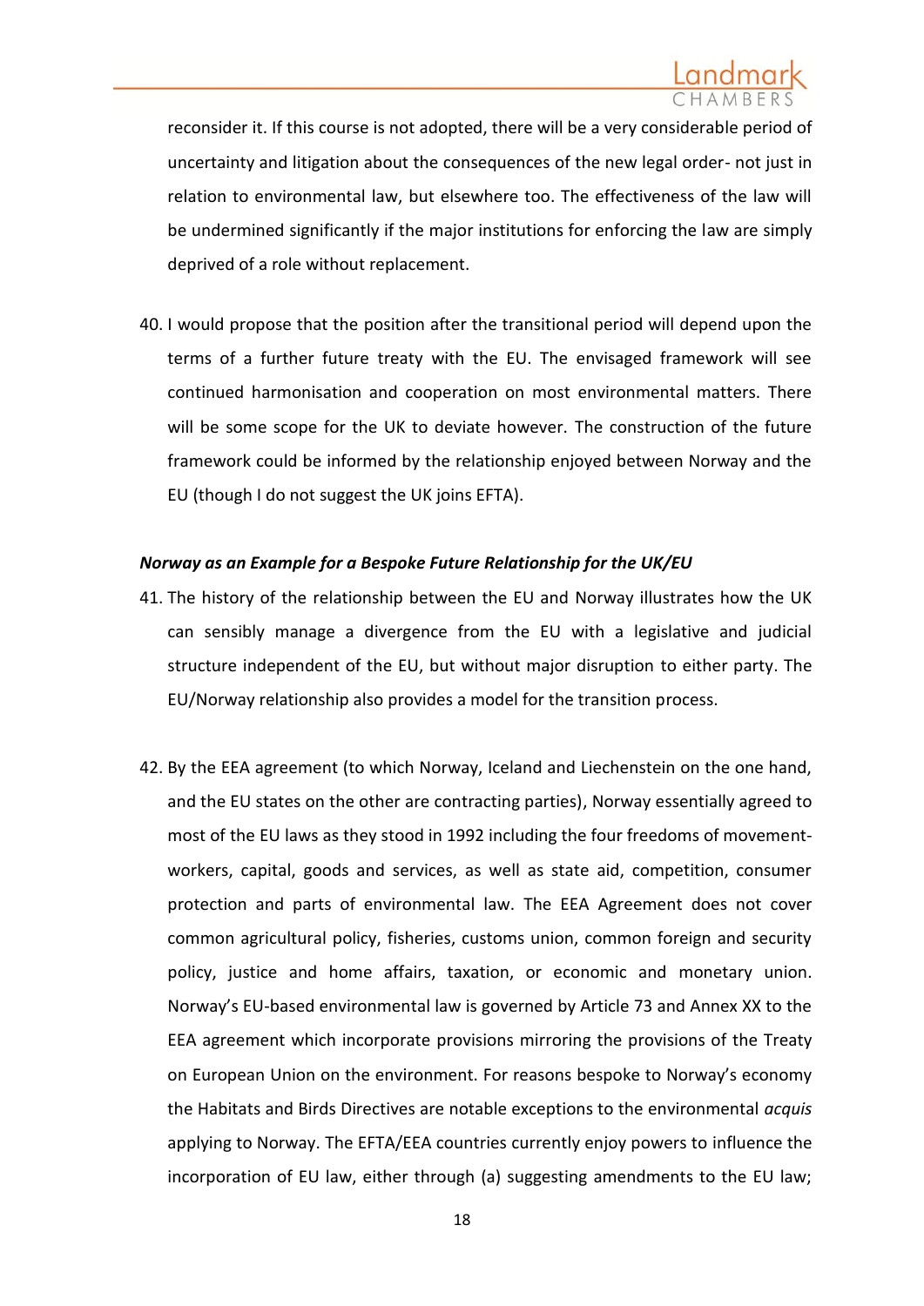reconsider it. If this course is not adopted, there will be a very considerable period of uncertainty and litigation about the consequences of the new legal order- not just in relation to environmental law, but elsewhere too. The effectiveness of the law will be undermined significantly if the major institutions for enforcing the law are simply deprived of a role without replacement.

40. I would propose that the position after the transitional period will depend upon the terms of a further future treaty with the EU. The envisaged framework will see continued harmonisation and cooperation on most environmental matters. There will be some scope for the UK to deviate however. The construction of the future framework could be informed by the relationship enjoyed between Norway and the EU (though I do not suggest the UK joins EFTA).

***Norway as an Example for a Bespoke Future Relationship for the UK/EU***

41. The history of the relationship between the EU and Norway illustrates how the UK can sensibly manage a divergence from the EU with a legislative and judicial structure independent of the EU, but without major disruption to either party. The EU/Norway relationship also provides a model for the transition process.

42. By the EEA agreement (to which Norway, Iceland and Liechenstein on the one hand, and the EU states on the other are contracting parties), Norway essentially agreed to most of the EU laws as they stood in 1992 including the four freedoms of movement- workers, capital, goods and services, as well as state aid, competition, consumer protection and parts of environmental law. The EEA Agreement does not cover common agricultural policy, fisheries, customs union, common foreign and security policy, justice and home affairs, taxation, or economic and monetary union. Norway's EU-based environmental law is governed by Article 73 and Annex XX to the EEA agreement which incorporate provisions mirroring the provisions of the Treaty on European Union on the environment. For reasons bespoke to Norway's economy the Habitats and Birds Directives are notable exceptions to the environmental *acquis* applying to Norway. The EFTA/EEA countries currently enjoy powers to influence the incorporation of EU law, either through (a) suggesting amendments to the EU law;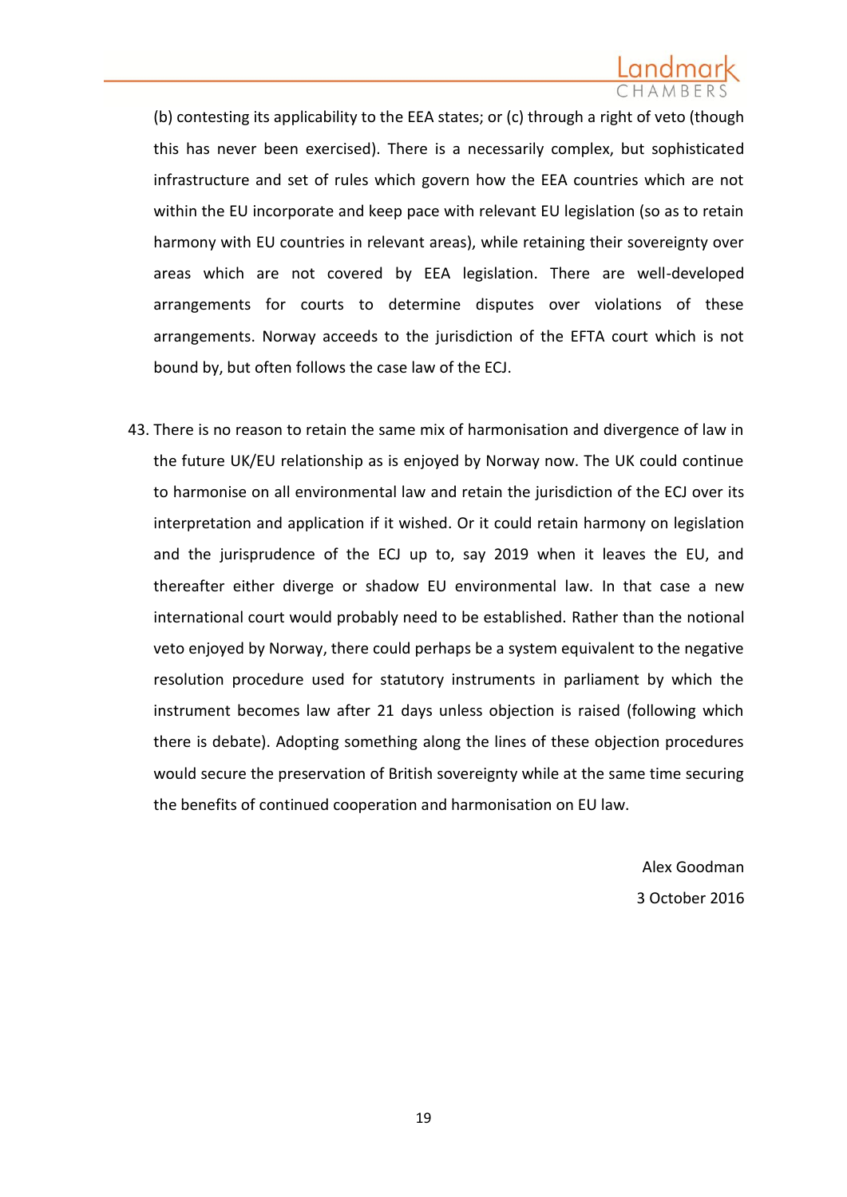(b) contesting its applicability to the EEA states; or (c) through a right of veto (though this has never been exercised). There is a necessarily complex, but sophisticated infrastructure and set of rules which govern how the EEA countries which are not within the EU incorporate and keep pace with relevant EU legislation (so as to retain harmony with EU countries in relevant areas), while retaining their sovereignty over areas which are not covered by EEA legislation. There are well-developed arrangements for courts to determine disputes over violations of these arrangements. Norway acceeds to the jurisdiction of the EFTA court which is not bound by, but often follows the case law of the ECJ.

43. There is no reason to retain the same mix of harmonisation and divergence of law in the future UK/EU relationship as is enjoyed by Norway now. The UK could continue to harmonise on all environmental law and retain the jurisdiction of the ECJ over its interpretation and application if it wished. Or it could retain harmony on legislation and the jurisprudence of the ECJ up to, say 2019 when it leaves the EU, and thereafter either diverge or shadow EU environmental law. In that case a new international court would probably need to be established. Rather than the notional veto enjoyed by Norway, there could perhaps be a system equivalent to the negative resolution procedure used for statutory instruments in parliament by which the instrument becomes law after 21 days unless objection is raised (following which there is debate). Adopting something along the lines of these objection procedures would secure the preservation of British sovereignty while at the same time securing the benefits of continued cooperation and harmonisation on EU law.

Alex Goodman

3 October 2016